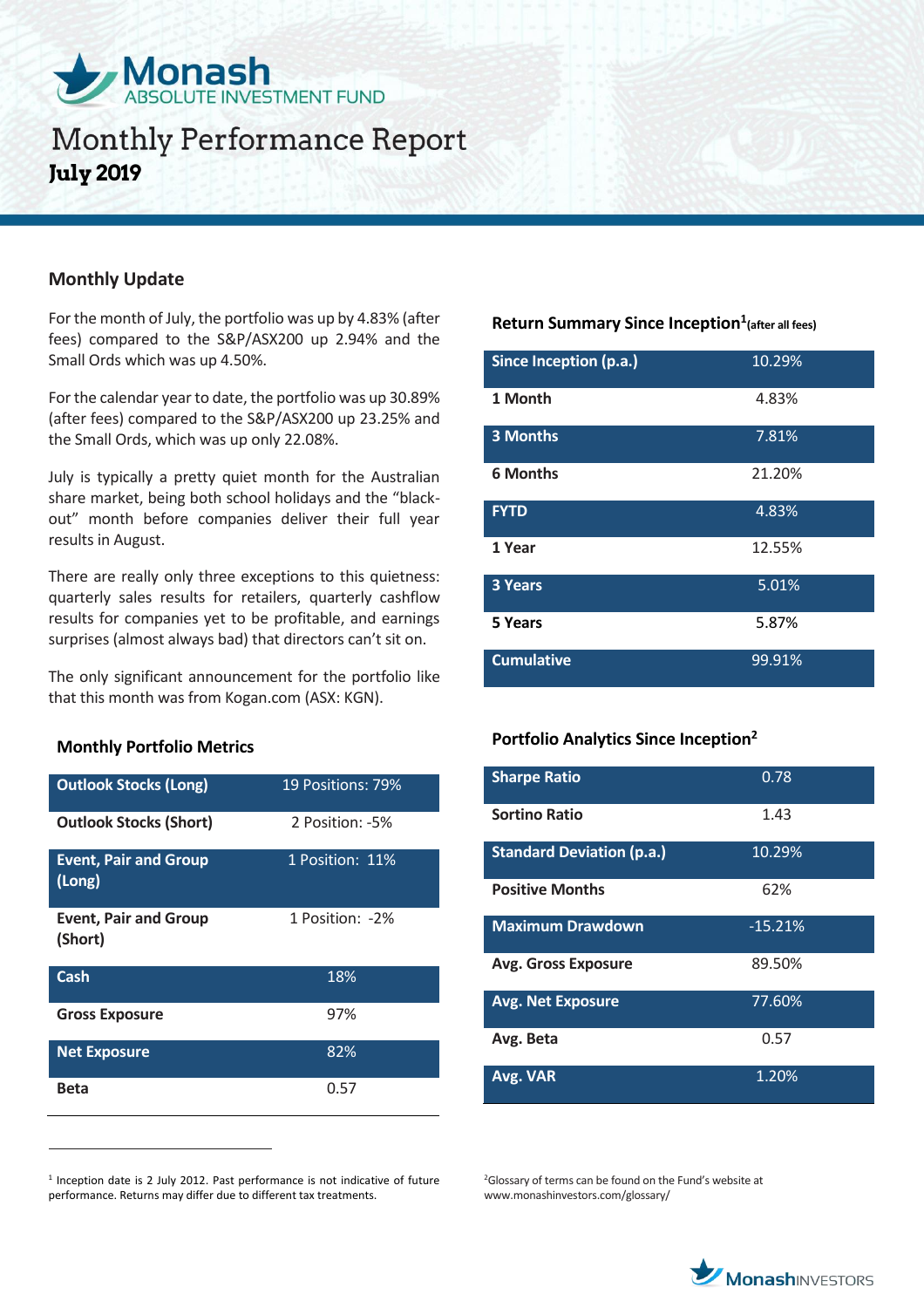# Monash ABSOLUTE INVESTMENT FUND

# Monthly Performance Report

**July 2019**

## Monthly Update

For the month of July, the portfolio was up by 4.83% (after fees) compared to the S&P/ASX200 up 2.94% and the Small Ords which was up 4.50%.

For the calendar year to date, the portfolio was up 30.89% (after fees) compared to the S&P/ASX200 up 23.25% and the Small Ords, which was up only 22.08%.

July is typically a pretty quiet month for the Australian share market, being both school holidays and the "black-out" month before companies deliver their full year results in August.

There are really only three exceptions to this quietness: quarterly sales results for retailers, quarterly cashflow results for companies yet to be profitable, and earnings surprises (almost always bad) that directors can't sit on.

The only significant announcement for the portfolio like that this month was from Kogan.com (ASX: KGN).

### Monthly Portfolio Metrics

| | |
|---|---|
| **Outlook Stocks (Long)** | 19 Positions: 79% |
| **Outlook Stocks (Short)** | 2 Position: -5% |
| **Event, Pair and Group (Long)** | 1 Position: 11% |
| **Event, Pair and Group (Short)** | 1 Position: -2% |
| **Cash** | 18% |
| **Gross Exposure** | 97% |
| **Net Exposure** | 82% |
| **Beta** | 0.57 |

### Return Summary Since Inception[1] (after all fees)

| | |
|---|---|
| **Since Inception (p.a.)** | 10.29% |
| **1 Month** | 4.83% |
| **3 Months** | 7.81% |
| **6 Months** | 21.20% |
| **FYTD** | 4.83% |
| **1 Year** | 12.55% |
| **3 Years** | 5.01% |
| **5 Years** | 5.87% |
| **Cumulative** | 99.91% |

### Portfolio Analytics Since Inception[2]

| | |
|---|---|
| **Sharpe Ratio** | 0.78 |
| **Sortino Ratio** | 1.43 |
| **Standard Deviation (p.a.)** | 10.29% |
| **Positive Months** | 62% |
| **Maximum Drawdown** | -15.21% |
| **Avg. Gross Exposure** | 89.50% |
| **Avg. Net Exposure** | 77.60% |
| **Avg. Beta** | 0.57 |
| **Avg. VAR** | 1.20% |

[1] Inception date is 2 July 2012. Past performance is not indicative of future performance. Returns may differ due to different tax treatments.

[2] Glossary of terms can be found on the Fund's website at www.monashinvestors.com/glossary/

MonashINVESTORS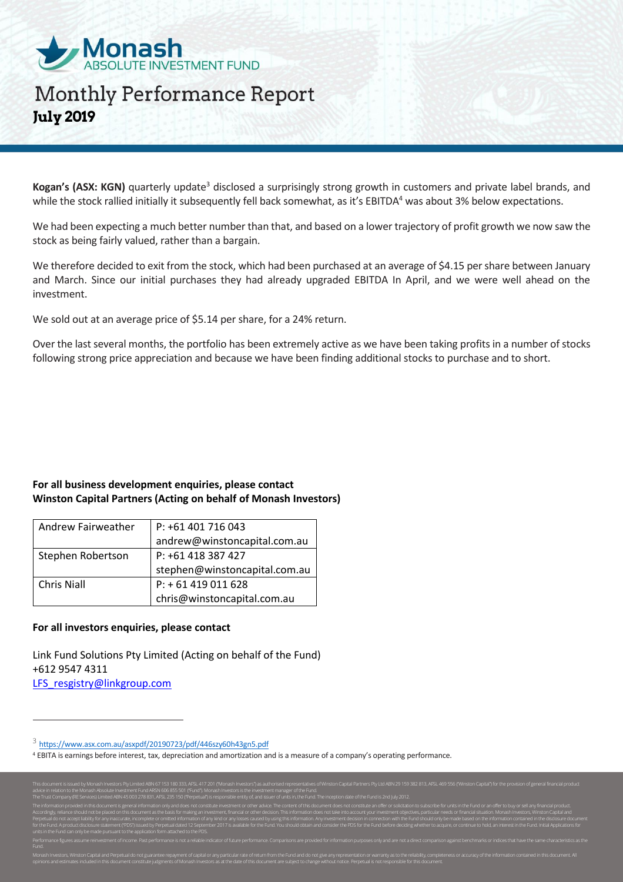**Kogan's (ASX: KGN)** quarterly update[3] disclosed a surprisingly strong growth in customers and private label brands, and while the stock rallied initially it subsequently fell back somewhat, as it's EBITDA[4] was about 3% below expectations.

We had been expecting a much better number than that, and based on a lower trajectory of profit growth we now saw the stock as being fairly valued, rather than a bargain.

We therefore decided to exit from the stock, which had been purchased at an average of $4.15 per share between January and March. Since our initial purchases they had already upgraded EBITDA In April, and we were well ahead on the investment.

We sold out at an average price of $5.14 per share, for a 24% return.

Over the last several months, the portfolio has been extremely active as we have been taking profits in a number of stocks following strong price appreciation and because we have been finding additional stocks to purchase and to short.

**For all business development enquiries, please contact**
**Winston Capital Partners (Acting on behalf of Monash Investors)**

| | |
|---|---|
| Andrew Fairweather | P: +61 401 716 043<br>andrew@winstoncapital.com.au |
| Stephen Robertson | P: +61 418 387 427<br>stephen@winstoncapital.com.au |
| Chris Niall | P: + 61 419 011 628<br>chris@winstoncapital.com.au |

**For all investors enquiries, please contact**

Link Fund Solutions Pty Limited (Acting on behalf of the Fund)
+612 9547 4311
LFS_resgistry@linkgroup.com

[3] https://www.asx.com.au/asxpdf/20190723/pdf/446szy60h43gn5.pdf

[4] EBITA is earnings before interest, tax, depreciation and amortization and is a measure of a company's operating performance.

This document is issued by Monash Investors Pty Limited ABN 67 153 180 333, AFSL 417 201 ("Monash Investors") as authorised representatives of Winston Capital Partners Pty Ltd ABN 29 159 382 813, AFSL 469 556 ("Winston Capital") for the provision of general financial product advice in relation to the Monash Absolute Investment Fund ARSN 606 855 501 ("Fund"). Monash Investors is the investment manager of the Fund. The Trust Company (RE Services) Limited ABN 45 003 278 831, AFSL 235 150 ("Perpetual") is responsible entity of, and issuer of units in, the Fund. The inception date of the Fund is 2nd July 2012.

The information provided in this document is general information only and does not constitute investment or other advice. The content of this document does not constitute an offer or solicitation to subscribe for units in the Fund or an offer to buy or sell any financial product. Accordingly, reliance should not be placed on this document as the basis for making an investment, financial or other decision. This information does not take into account your investment objectives, particular needs or financial situation. Monash Investors, Winston Capital and Perpetual do not accept liability for any inaccurate, incomplete or omitted information of any kind or any losses caused by using this information. Any investment decision in connection with the Fund should only be made based on the information contained in the disclosure document for the Fund. A product disclosure statement ("PDS") issued by Perpetual dated 12 September 2017 is available for the Fund. You should obtain and consider the PDS for the Fund before deciding whether to acquire, or continue to hold, an interest in the Fund. Initial Applications for units in the Fund can only be made pursuant to the application form attached to the PDS.

Performance figures assume reinvestment of income. Past performance is not a reliable indicator of future performance. Comparisons are provided for information purposes only and are not a direct comparison against benchmarks or indices that have the same characteristics as the Fund.

Monash Investors, Winston Capital and Perpetual do not guarantee repayment of capital or any particular rate of return from the Fund and do not give any representation or warranty as to the reliability, completeness or accuracy of the information contained in this document. All opinions and estimates included in this document constitute judgments of Monash Investors as at the date of this document are subject to change without notice. Perpetual is not responsible for this document.